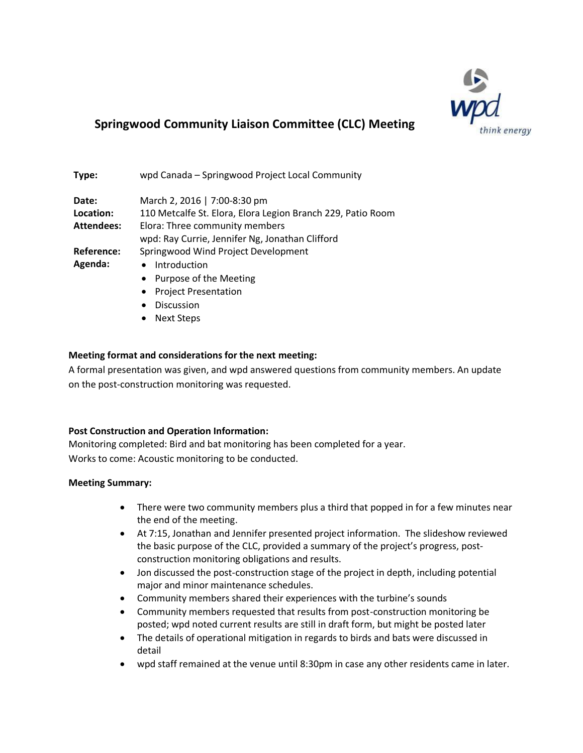# Springwood Community Liaison Committee (CLC) Meeting

wpd *think energy*

| | |
|---|---|
| **Type:** | wpd Canada – Springwood Project Local Community |
| **Date:** | March 2, 2016 \| 7:00-8:30 pm |
| **Location:** | 110 Metcalfe St. Elora, Elora Legion Branch 229, Patio Room |
| **Attendees:** | Elora: Three community members<br>wpd: Ray Currie, Jennifer Ng, Jonathan Clifford |
| **Reference:** | Springwood Wind Project Development |
| **Agenda:** | • Introduction<br>• Purpose of the Meeting<br>• Project Presentation<br>• Discussion<br>• Next Steps |

**Meeting format and considerations for the next meeting:**

A formal presentation was given, and wpd answered questions from community members. An update on the post-construction monitoring was requested.

**Post Construction and Operation Information:**

Monitoring completed: Bird and bat monitoring has been completed for a year.
Works to come: Acoustic monitoring to be conducted.

**Meeting Summary:**

- There were two community members plus a third that popped in for a few minutes near the end of the meeting.
- At 7:15, Jonathan and Jennifer presented project information. The slideshow reviewed the basic purpose of the CLC, provided a summary of the project's progress, post-construction monitoring obligations and results.
- Jon discussed the post-construction stage of the project in depth, including potential major and minor maintenance schedules.
- Community members shared their experiences with the turbine's sounds
- Community members requested that results from post-construction monitoring be posted; wpd noted current results are still in draft form, but might be posted later
- The details of operational mitigation in regards to birds and bats were discussed in detail
- wpd staff remained at the venue until 8:30pm in case any other residents came in later.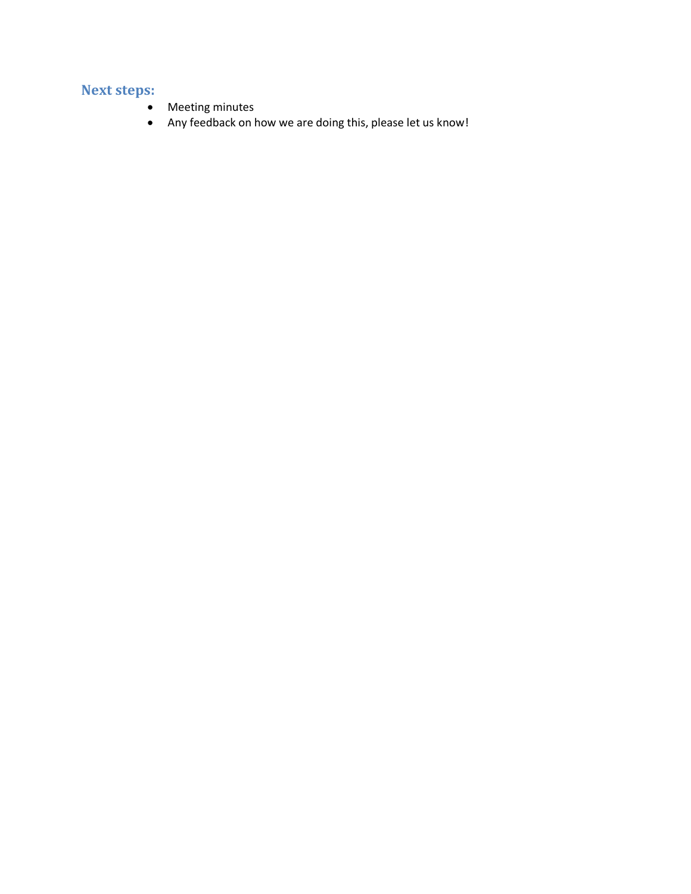### Next steps:

- Meeting minutes
- Any feedback on how we are doing this, please let us know!